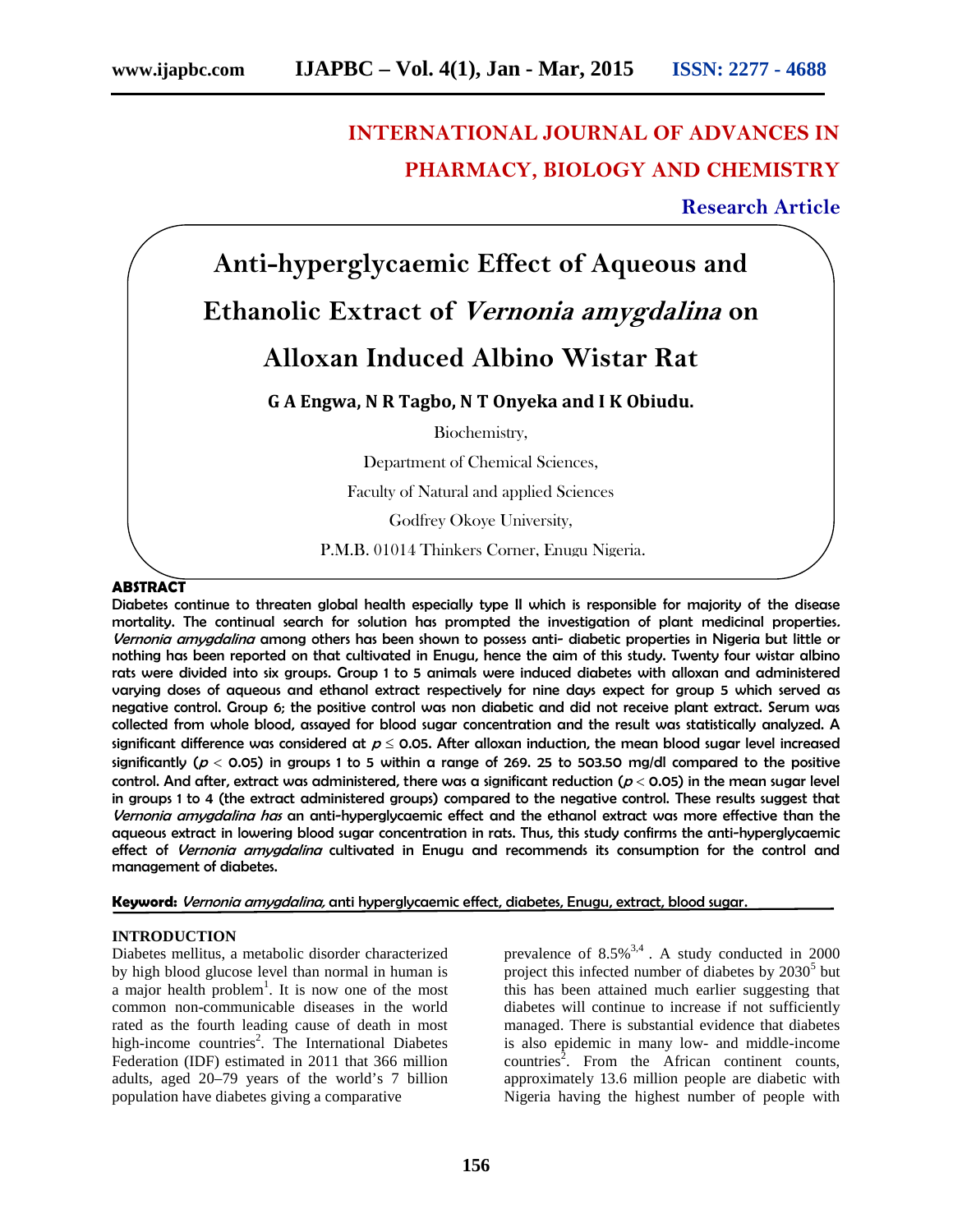INTERNATIONAL JOURNAL OF ADVANCES IN PHARMACY, BIOLOGY AND CHEMISTRY

**Research Article**

# Anti-hyperglycaemic Effect of Aqueous and Ethanolic Extract of *Vernonia amygdalina* on Alloxan Induced Albino Wistar Rat

**G A Engwa, N R Tagbo, N T Onyeka and I K Obiudu.**

Biochemistry,

Department of Chemical Sciences,

Faculty of Natural and applied Sciences

Godfrey Okoye University,

P.M.B. 01014 Thinkers Corner, Enugu Nigeria.

## ABSTRACT

**Diabetes continue to threaten global health especially type II which is responsible for majority of the disease mortality. The continual search for solution has prompted the investigation of plant medicinal properties. *Vernonia amygdalina* among others has been shown to possess anti- diabetic properties in Nigeria but little or nothing has been reported on that cultivated in Enugu, hence the aim of this study. Twenty four wistar albino rats were divided into six groups. Group 1 to 5 animals were induced diabetes with alloxan and administered varying doses of aqueous and ethanol extract respectively for nine days expect for group 5 which served as negative control. Group 6; the positive control was non diabetic and did not receive plant extract. Serum was collected from whole blood, assayed for blood sugar concentration and the result was statistically analyzed. A significant difference was considered at $p \leq 0.05$. After alloxan induction, the mean blood sugar level increased significantly ($p < 0.05$) in groups 1 to 5 within a range of 269. 25 to 503.50 mg/dl compared to the positive control. And after, extract was administered, there was a significant reduction ($p < 0.05$) in the mean sugar level in groups 1 to 4 (the extract administered groups) compared to the negative control. These results suggest that *Vernonia amygdalina has* an anti-hyperglycaemic effect and the ethanol extract was more effective than the aqueous extract in lowering blood sugar concentration in rats. Thus, this study confirms the anti-hyperglycaemic effect of *Vernonia amygdalina* cultivated in Enugu and recommends its consumption for the control and management of diabetes.**

**Keyword:** *Vernonia amygdalina,* anti hyperglycaemic effect, diabetes, Enugu, extract, blood sugar.

## INTRODUCTION

Diabetes mellitus, a metabolic disorder characterized by high blood glucose level than normal in human is a major health problem[1]. It is now one of the most common non-communicable diseases in the world rated as the fourth leading cause of death in most high-income countries[2]. The International Diabetes Federation (IDF) estimated in 2011 that 366 million adults, aged 20–79 years of the world's 7 billion population have diabetes giving a comparative prevalence of 8.5%[3,4]. A study conducted in 2000 project this infected number of diabetes by 2030[5] but this has been attained much earlier suggesting that diabetes will continue to increase if not sufficiently managed. There is substantial evidence that diabetes is also epidemic in many low- and middle-income countries[2]. From the African continent counts, approximately 13.6 million people are diabetic with Nigeria having the highest number of people with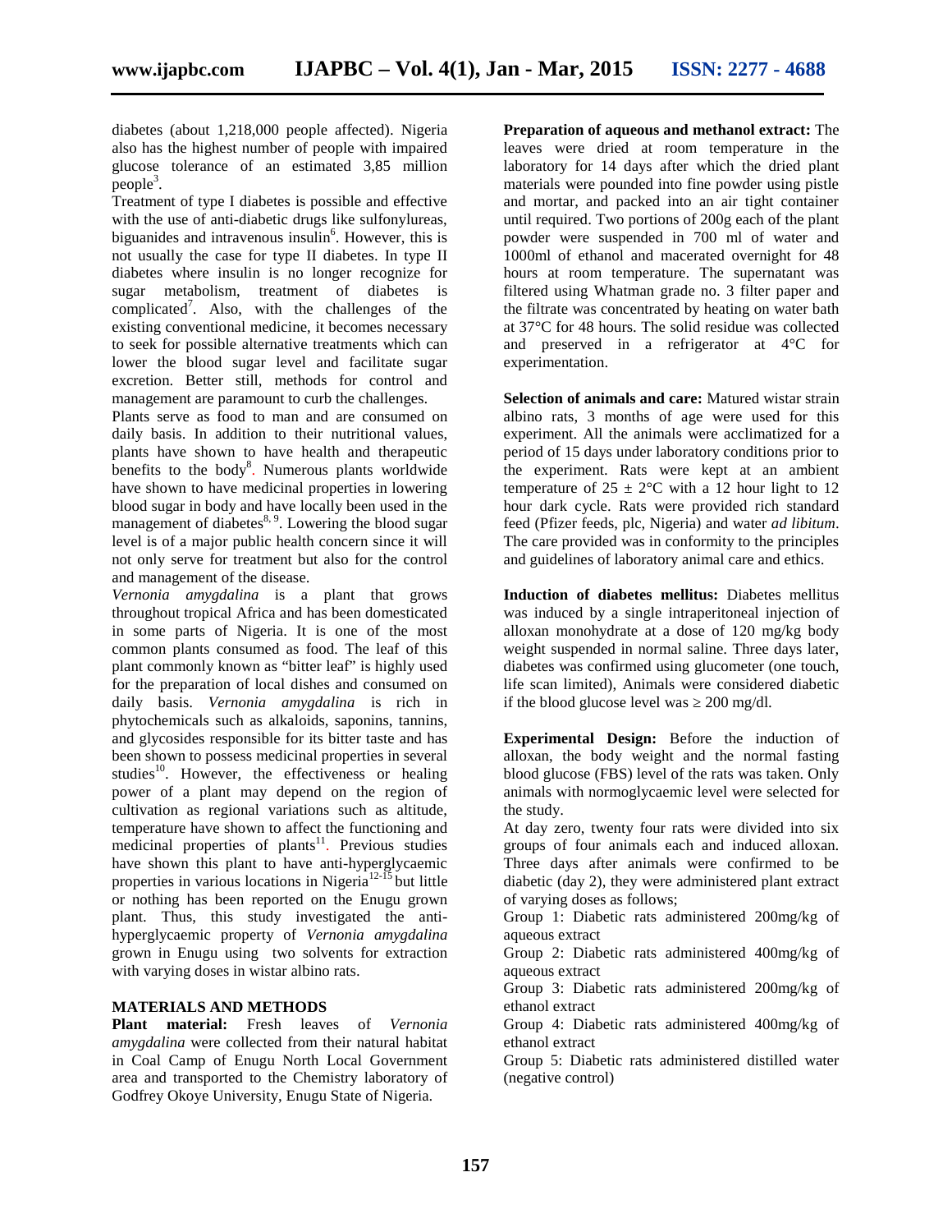diabetes (about 1,218,000 people affected). Nigeria also has the highest number of people with impaired glucose tolerance of an estimated 3,85 million people[3].

Treatment of type I diabetes is possible and effective with the use of anti-diabetic drugs like sulfonylureas, biguanides and intravenous insulin[6]. However, this is not usually the case for type II diabetes. In type II diabetes where insulin is no longer recognize for sugar metabolism, treatment of diabetes is complicated[7]. Also, with the challenges of the existing conventional medicine, it becomes necessary to seek for possible alternative treatments which can lower the blood sugar level and facilitate sugar excretion. Better still, methods for control and management are paramount to curb the challenges.

Plants serve as food to man and are consumed on daily basis. In addition to their nutritional values, plants have shown to have health and therapeutic benefits to the body[8]. Numerous plants worldwide have shown to have medicinal properties in lowering blood sugar in body and have locally been used in the management of diabetes[8, 9]. Lowering the blood sugar level is of a major public health concern since it will not only serve for treatment but also for the control and management of the disease.

*Vernonia amygdalina* is a plant that grows throughout tropical Africa and has been domesticated in some parts of Nigeria. It is one of the most common plants consumed as food. The leaf of this plant commonly known as "bitter leaf" is highly used for the preparation of local dishes and consumed on daily basis. *Vernonia amygdalina* is rich in phytochemicals such as alkaloids, saponins, tannins, and glycosides responsible for its bitter taste and has been shown to possess medicinal properties in several studies[10]. However, the effectiveness or healing power of a plant may depend on the region of cultivation as regional variations such as altitude, temperature have shown to affect the functioning and medicinal properties of plants[11]. Previous studies have shown this plant to have anti-hyperglycaemic properties in various locations in Nigeria[12-15] but little or nothing has been reported on the Enugu grown plant. Thus, this study investigated the anti-hyperglycaemic property of *Vernonia amygdalina* grown in Enugu using two solvents for extraction with varying doses in wistar albino rats.

## MATERIALS AND METHODS

**Plant material:** Fresh leaves of *Vernonia amygdalina* were collected from their natural habitat in Coal Camp of Enugu North Local Government area and transported to the Chemistry laboratory of Godfrey Okoye University, Enugu State of Nigeria.

**Preparation of aqueous and methanol extract:** The leaves were dried at room temperature in the laboratory for 14 days after which the dried plant materials were pounded into fine powder using pistle and mortar, and packed into an air tight container until required. Two portions of 200g each of the plant powder were suspended in 700 ml of water and 1000ml of ethanol and macerated overnight for 48 hours at room temperature. The supernatant was filtered using Whatman grade no. 3 filter paper and the filtrate was concentrated by heating on water bath at 37°C for 48 hours. The solid residue was collected and preserved in a refrigerator at 4°C for experimentation.

**Selection of animals and care:** Matured wistar strain albino rats, 3 months of age were used for this experiment. All the animals were acclimatized for a period of 15 days under laboratory conditions prior to the experiment. Rats were kept at an ambient temperature of 25 ± 2°C with a 12 hour light to 12 hour dark cycle. Rats were provided rich standard feed (Pfizer feeds, plc, Nigeria) and water *ad libitum*. The care provided was in conformity to the principles and guidelines of laboratory animal care and ethics.

**Induction of diabetes mellitus:** Diabetes mellitus was induced by a single intraperitoneal injection of alloxan monohydrate at a dose of 120 mg/kg body weight suspended in normal saline. Three days later, diabetes was confirmed using glucometer (one touch, life scan limited), Animals were considered diabetic if the blood glucose level was ≥ 200 mg/dl.

**Experimental Design:** Before the induction of alloxan, the body weight and the normal fasting blood glucose (FBS) level of the rats was taken. Only animals with normoglycaemic level were selected for the study.

At day zero, twenty four rats were divided into six groups of four animals each and induced alloxan. Three days after animals were confirmed to be diabetic (day 2), they were administered plant extract of varying doses as follows;

Group 1: Diabetic rats administered 200mg/kg of aqueous extract

Group 2: Diabetic rats administered 400mg/kg of aqueous extract

Group 3: Diabetic rats administered 200mg/kg of ethanol extract

Group 4: Diabetic rats administered 400mg/kg of ethanol extract

Group 5: Diabetic rats administered distilled water (negative control)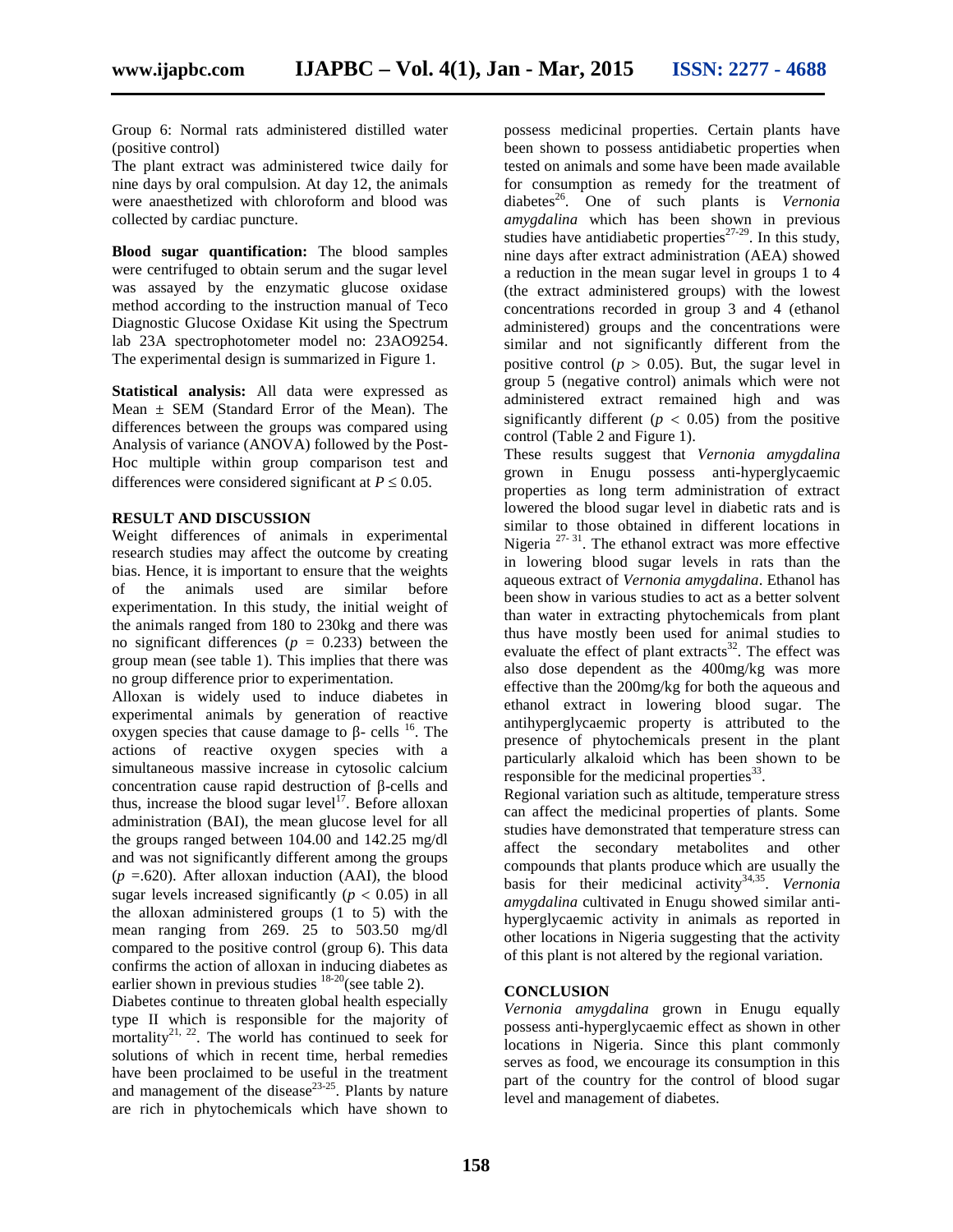Group 6: Normal rats administered distilled water (positive control)

The plant extract was administered twice daily for nine days by oral compulsion. At day 12, the animals were anaesthetized with chloroform and blood was collected by cardiac puncture.

**Blood sugar quantification:** The blood samples were centrifuged to obtain serum and the sugar level was assayed by the enzymatic glucose oxidase method according to the instruction manual of Teco Diagnostic Glucose Oxidase Kit using the Spectrum lab 23A spectrophotometer model no: 23AO9254. The experimental design is summarized in Figure 1.

**Statistical analysis:** All data were expressed as Mean ± SEM (Standard Error of the Mean). The differences between the groups was compared using Analysis of variance (ANOVA) followed by the Post-Hoc multiple within group comparison test and differences were considered significant at $P \leq 0.05$.

## RESULT AND DISCUSSION

Weight differences of animals in experimental research studies may affect the outcome by creating bias. Hence, it is important to ensure that the weights of the animals used are similar before experimentation. In this study, the initial weight of the animals ranged from 180 to 230kg and there was no significant differences ($p$ = 0.233) between the group mean (see table 1). This implies that there was no group difference prior to experimentation.

Alloxan is widely used to induce diabetes in experimental animals by generation of reactive oxygen species that cause damage to β- cells [16]. The actions of reactive oxygen species with a simultaneous massive increase in cytosolic calcium concentration cause rapid destruction of β-cells and thus, increase the blood sugar level[17]. Before alloxan administration (BAI), the mean glucose level for all the groups ranged between 104.00 and 142.25 mg/dl and was not significantly different among the groups ($p$ =.620). After alloxan induction (AAI), the blood sugar levels increased significantly ($p < 0.05$) in all the alloxan administered groups (1 to 5) with the mean ranging from 269. 25 to 503.50 mg/dl compared to the positive control (group 6). This data confirms the action of alloxan in inducing diabetes as earlier shown in previous studies [18-20](see table 2).

Diabetes continue to threaten global health especially type II which is responsible for the majority of mortality[21, 22]. The world has continued to seek for solutions of which in recent time, herbal remedies have been proclaimed to be useful in the treatment and management of the disease[23-25]. Plants by nature are rich in phytochemicals which have shown to possess medicinal properties. Certain plants have been shown to possess antidiabetic properties when tested on animals and some have been made available for consumption as remedy for the treatment of diabetes[26]. One of such plants is *Vernonia amygdalina* which has been shown in previous studies have antidiabetic properties[27-29]. In this study, nine days after extract administration (AEA) showed a reduction in the mean sugar level in groups 1 to 4 (the extract administered groups) with the lowest concentrations recorded in group 3 and 4 (ethanol administered) groups and the concentrations were similar and not significantly different from the positive control ($p > 0.05$). But, the sugar level in group 5 (negative control) animals which were not administered extract remained high and was significantly different ($p < 0.05$) from the positive control (Table 2 and Figure 1).

These results suggest that *Vernonia amygdalina* grown in Enugu possess anti-hyperglycaemic properties as long term administration of extract lowered the blood sugar level in diabetic rats and is similar to those obtained in different locations in Nigeria [27- 31]. The ethanol extract was more effective in lowering blood sugar levels in rats than the aqueous extract of *Vernonia amygdalina*. Ethanol has been show in various studies to act as a better solvent than water in extracting phytochemicals from plant thus have mostly been used for animal studies to evaluate the effect of plant extracts[32]. The effect was also dose dependent as the 400mg/kg was more effective than the 200mg/kg for both the aqueous and ethanol extract in lowering blood sugar. The antihyperglycaemic property is attributed to the presence of phytochemicals present in the plant particularly alkaloid which has been shown to be responsible for the medicinal properties[33].

Regional variation such as altitude, temperature stress can affect the medicinal properties of plants. Some studies have demonstrated that temperature stress can affect the secondary metabolites and other compounds that plants produce which are usually the basis for their medicinal activity[34,35]. *Vernonia amygdalina* cultivated in Enugu showed similar anti-hyperglycaemic activity in animals as reported in other locations in Nigeria suggesting that the activity of this plant is not altered by the regional variation.

## CONCLUSION

*Vernonia amygdalina* grown in Enugu equally possess anti-hyperglycaemic effect as shown in other locations in Nigeria. Since this plant commonly serves as food, we encourage its consumption in this part of the country for the control of blood sugar level and management of diabetes.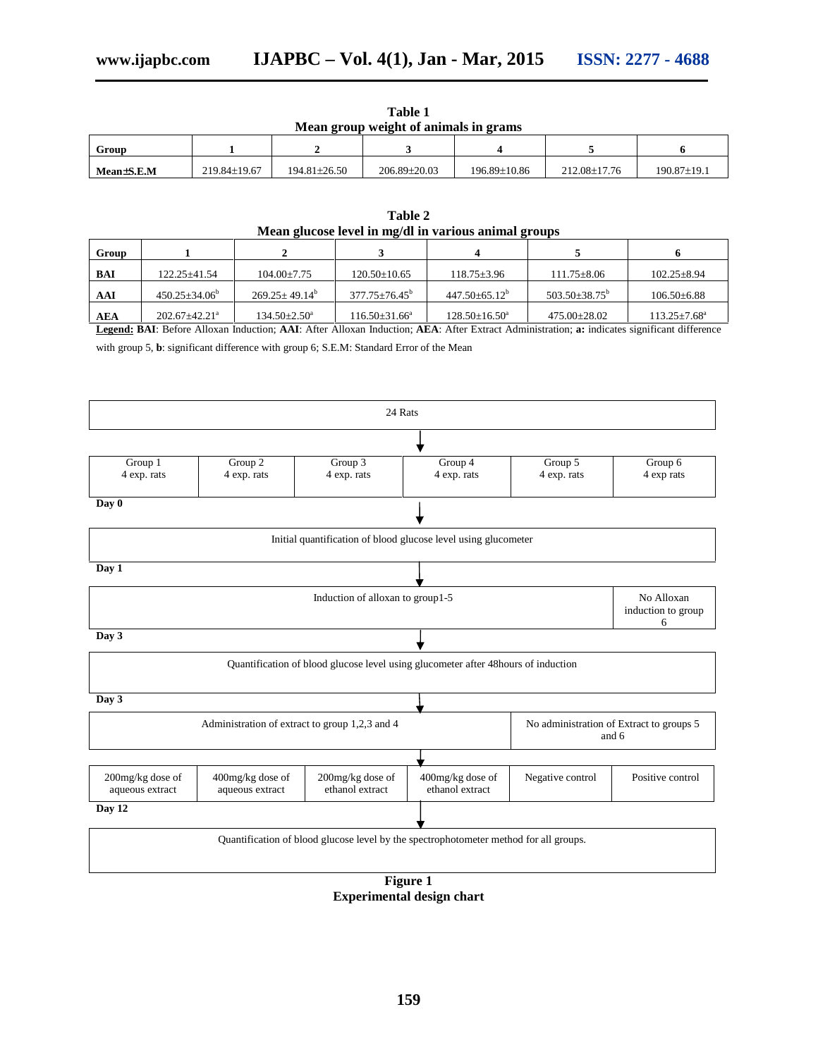**Table 1**
**Mean group weight of animals in grams**

| Group | 1 | 2 | 3 | 4 | 5 | 6 |
|---|---|---|---|---|---|---|
| Mean±S.E.M | 219.84±19.67 | 194.81±26.50 | 206.89±20.03 | 196.89±10.86 | 212.08±17.76 | 190.87±19.1 |

**Table 2**
**Mean glucose level in mg/dl in various animal groups**

| Group | 1 | 2 | 3 | 4 | 5 | 6 |
|---|---|---|---|---|---|---|
| BAI | 122.25±41.54 | 104.00±7.75 | 120.50±10.65 | 118.75±3.96 | 111.75±8.06 | 102.25±8.94 |
| AAI | 450.25±34.06[b] | 269.25± 49.14[b] | 377.75±76.45[b] | 447.50±65.12[b] | 503.50±38.75[b] | 106.50±6.88 |
| AEA | 202.67±42.21[a] | 134.50±2.50[a] | 116.50±31.66[a] | 128.50±16.50[a] | 475.00±28.02 | 113.25±7.68[a] |

**Legend:** **BAI**: Before Alloxan Induction; **AAI**: After Alloxan Induction; **AEA**: After Extract Administration; **a:** indicates significant difference with group 5, **b**: significant difference with group 6; S.E.M: Standard Error of the Mean

24 Rats

↓

| Group 1 | Group 2 | Group 3 | Group 4 | Group 5 | Group 6 |
|---|---|---|---|---|---|
| 4 exp. rats | 4 exp. rats | 4 exp. rats | 4 exp. rats | 4 exp. rats | 4 exp rats |

**Day 0**

↓

Initial quantification of blood glucose level using glucometer

**Day 1**

↓

| Induction of alloxan to group1-5 | No Alloxan induction to group 6 |
|---|---|

**Day 3**

↓

Quantification of blood glucose level using glucometer after 48hours of induction

**Day 3**

↓

| Administration of extract to group 1,2,3 and 4 | No administration of Extract to groups 5 and 6 |
|---|---|

↓

| 200mg/kg dose of aqueous extract | 400mg/kg dose of aqueous extract | 200mg/kg dose of ethanol extract | 400mg/kg dose of ethanol extract | Negative control | Positive control |
|---|---|---|---|---|---|

**Day 12**

↓

Quantification of blood glucose level by the spectrophotometer method for all groups.

**Figure 1**
**Experimental design chart**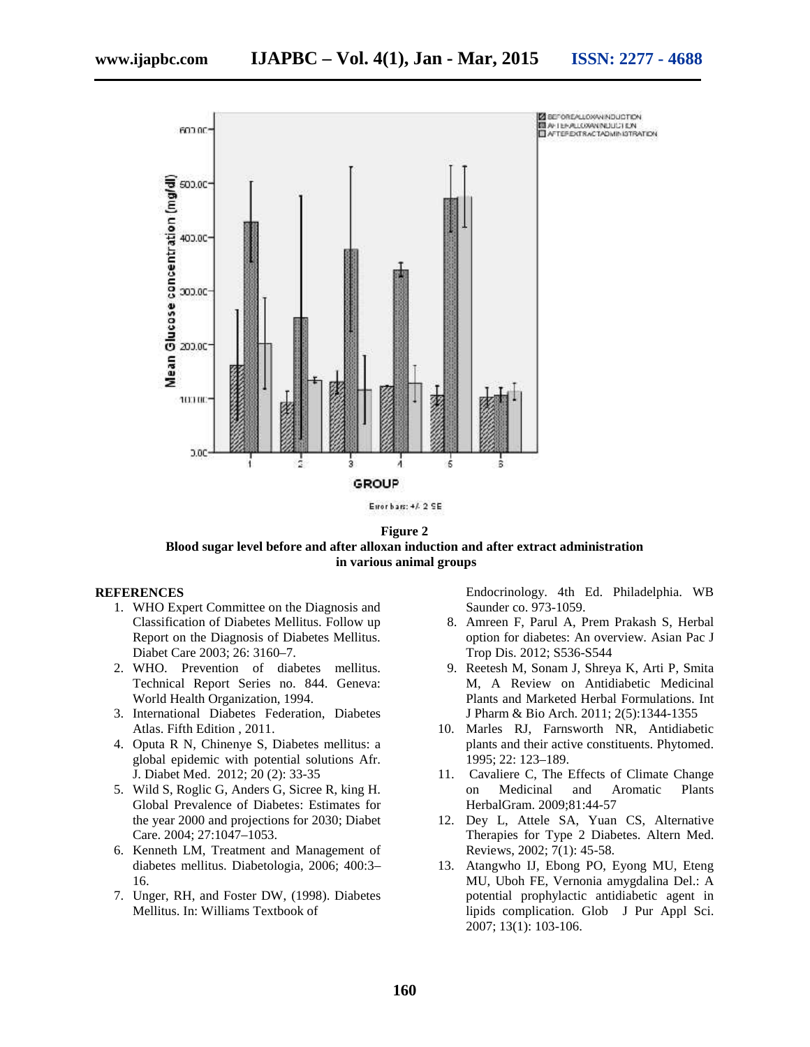**Figure 2**
**Blood sugar level before and after alloxan induction and after extract administration in various animal groups**

## REFERENCES

1. WHO Expert Committee on the Diagnosis and Classification of Diabetes Mellitus. Follow up Report on the Diagnosis of Diabetes Mellitus. Diabet Care 2003; 26: 3160–7.
2. WHO. Prevention of diabetes mellitus. Technical Report Series no. 844. Geneva: World Health Organization, 1994.
3. International Diabetes Federation, Diabetes Atlas. Fifth Edition , 2011.
4. Oputa R N, Chinenye S, Diabetes mellitus: a global epidemic with potential solutions Afr. J. Diabet Med. 2012; 20 (2): 33-35
5. Wild S, Roglic G, Anders G, Sicree R, king H. Global Prevalence of Diabetes: Estimates for the year 2000 and projections for 2030; Diabet Care. 2004; 27:1047–1053.
6. Kenneth LM, Treatment and Management of diabetes mellitus. Diabetologia, 2006; 400:3–16.
7. Unger, RH, and Foster DW, (1998). Diabetes Mellitus. In: Williams Textbook of Endocrinology. 4th Ed. Philadelphia. WB Saunder co. 973-1059.
8. Amreen F, Parul A, Prem Prakash S, Herbal option for diabetes: An overview. Asian Pac J Trop Dis. 2012; S536-S544
9. Reetesh M, Sonam J, Shreya K, Arti P, Smita M, A Review on Antidiabetic Medicinal Plants and Marketed Herbal Formulations. Int J Pharm & Bio Arch. 2011; 2(5):1344-1355
10. Marles RJ, Farnsworth NR, Antidiabetic plants and their active constituents. Phytomed. 1995; 22: 123–189.
11. Cavaliere C, The Effects of Climate Change on Medicinal and Aromatic Plants HerbalGram. 2009;81:44-57
12. Dey L, Attele SA, Yuan CS, Alternative Therapies for Type 2 Diabetes. Altern Med. Reviews, 2002; 7(1): 45-58.
13. Atangwho IJ, Ebong PO, Eyong MU, Eteng MU, Uboh FE, Vernonia amygdalina Del.: A potential prophylactic antidiabetic agent in lipids complication. Glob J Pur Appl Sci. 2007; 13(1): 103-106.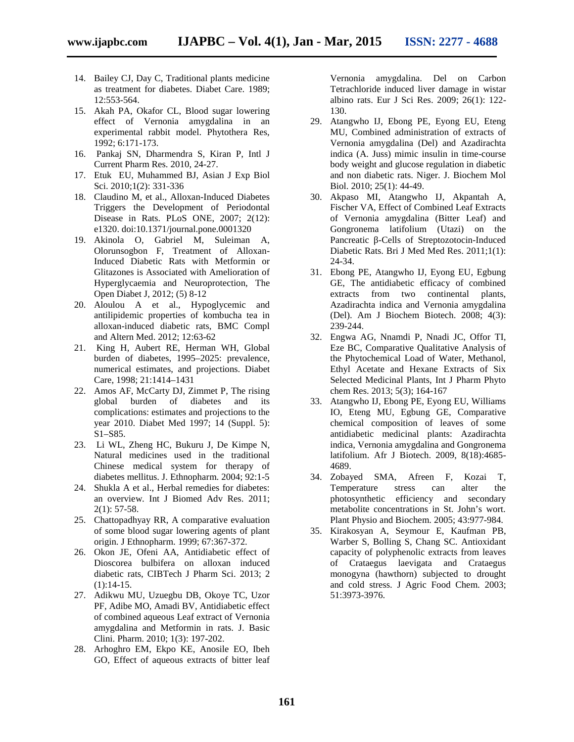14. Bailey CJ, Day C, Traditional plants medicine as treatment for diabetes. Diabet Care. 1989; 12:553-564.
15. Akah PA, Okafor CL, Blood sugar lowering effect of Vernonia amygdalina in an experimental rabbit model. Phytothera Res, 1992; 6:171-173.
16. Pankaj SN, Dharmendra S, Kiran P, Intl J Current Pharm Res. 2010, 24-27.
17. Etuk EU, Muhammed BJ, Asian J Exp Biol Sci. 2010;1(2): 331-336
18. Claudino M, et al., Alloxan-Induced Diabetes Triggers the Development of Periodontal Disease in Rats. PLoS ONE, 2007; 2(12): e1320. doi:10.1371/journal.pone.0001320
19. Akinola O, Gabriel M, Suleiman A, Olorunsogbon F, Treatment of Alloxan-Induced Diabetic Rats with Metformin or Glitazones is Associated with Amelioration of Hyperglycaemia and Neuroprotection, The Open Diabet J, 2012; (5) 8-12
20. Aloulou A et al., Hypoglycemic and antilipidemic properties of kombucha tea in alloxan-induced diabetic rats, BMC Compl and Altern Med. 2012; 12:63-62
21. King H, Aubert RE, Herman WH, Global burden of diabetes, 1995–2025: prevalence, numerical estimates, and projections. Diabet Care, 1998; 21:1414–1431
22. Amos AF, McCarty DJ, Zimmet P, The rising global burden of diabetes and its complications: estimates and projections to the year 2010. Diabet Med 1997; 14 (Suppl. 5): S1–S85.
23. Li WL, Zheng HC, Bukuru J, De Kimpe N, Natural medicines used in the traditional Chinese medical system for therapy of diabetes mellitus. J. Ethnopharm. 2004; 92:1-5
24. Shukla A et al., Herbal remedies for diabetes: an overview. Int J Biomed Adv Res. 2011; 2(1): 57-58.
25. Chattopadhyay RR, A comparative evaluation of some blood sugar lowering agents of plant origin. J Ethnopharm. 1999; 67:367-372.
26. Okon JE, Ofeni AA, Antidiabetic effect of Dioscorea bulbifera on alloxan induced diabetic rats, CIBTech J Pharm Sci. 2013; 2 (1):14-15.
27. Adikwu MU, Uzuegbu DB, Okoye TC, Uzor PF, Adibe MO, Amadi BV, Antidiabetic effect of combined aqueous Leaf extract of Vernonia amygdalina and Metformin in rats. J. Basic Clini. Pharm. 2010; 1(3): 197-202.
28. Arhoghro EM, Ekpo KE, Anosile EO, Ibeh GO, Effect of aqueous extracts of bitter leaf Vernonia amygdalina. Del on Carbon Tetrachloride induced liver damage in wistar albino rats. Eur J Sci Res. 2009; 26(1): 122-130.
29. Atangwho IJ, Ebong PE, Eyong EU, Eteng MU, Combined administration of extracts of Vernonia amygdalina (Del) and Azadirachta indica (A. Juss) mimic insulin in time-course body weight and glucose regulation in diabetic and non diabetic rats. Niger. J. Biochem Mol Biol. 2010; 25(1): 44-49.
30. Akpaso MI, Atangwho IJ, Akpantah A, Fischer VA, Effect of Combined Leaf Extracts of Vernonia amygdalina (Bitter Leaf) and Gongronema latifolium (Utazi) on the Pancreatic β-Cells of Streptozotocin-Induced Diabetic Rats. Bri J Med Med Res. 2011;1(1): 24-34.
31. Ebong PE, Atangwho IJ, Eyong EU, Egbung GE, The antidiabetic efficacy of combined extracts from two continental plants, Azadirachta indica and Vernonia amygdalina (Del). Am J Biochem Biotech. 2008; 4(3): 239-244.
32. Engwa AG, Nnamdi P, Nnadi JC, Offor TI, Eze BC, Comparative Qualitative Analysis of the Phytochemical Load of Water, Methanol, Ethyl Acetate and Hexane Extracts of Six Selected Medicinal Plants, Int J Pharm Phyto chem Res. 2013; 5(3); 164-167
33. Atangwho IJ, Ebong PE, Eyong EU, Williams IO, Eteng MU, Egbung GE, Comparative chemical composition of leaves of some antidiabetic medicinal plants: Azadirachta indica, Vernonia amygdalina and Gongronema latifolium. Afr J Biotech. 2009, 8(18):4685-4689.
34. Zobayed SMA, Afreen F, Kozai T, Temperature stress can alter the photosynthetic efficiency and secondary metabolite concentrations in St. John's wort. Plant Physio and Biochem. 2005; 43:977-984.
35. Kirakosyan A, Seymour E, Kaufman PB, Warber S, Bolling S, Chang SC. Antioxidant capacity of polyphenolic extracts from leaves of Crataegus laevigata and Crataegus monogyna (hawthorn) subjected to drought and cold stress. J Agric Food Chem. 2003; 51:3973-3976.